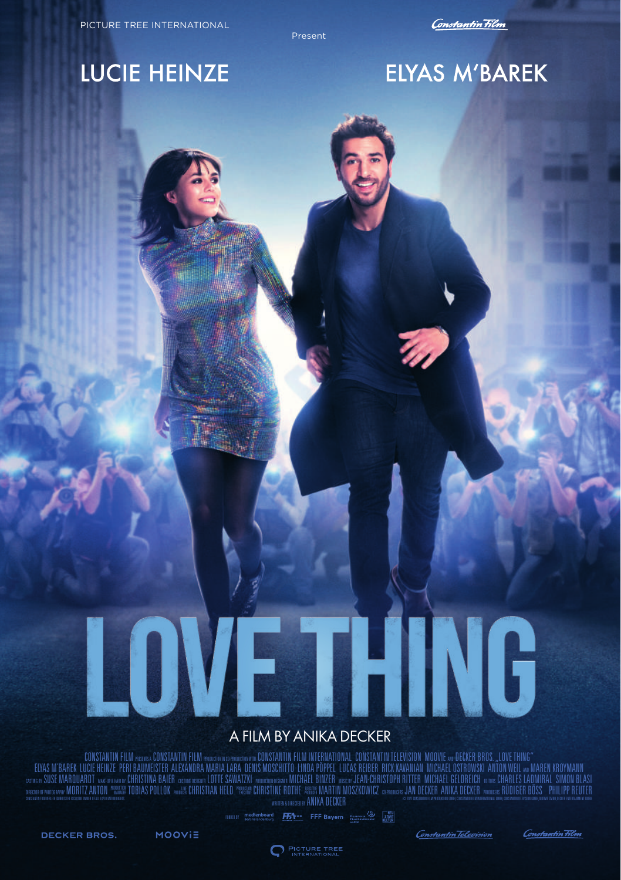PICTURE TREE INTERNATIONAL

Present

Constantin Film

LUCIE HEINZE

ELYAS M'BAREK

# LOVE THING

A FILM BY ANIKA DECKER

CONSTANTIN FILM PRESENTS A CONSTANTIN FILM PRODUCTION IN CO-PRODUCTION WITH CONSTANTIN FILM INTERNATIONAL CONSTANTIN TELEVISION MOOVIE AND DECKER BROS. „LOVE THING"
ELYAS M'BAREK LUCIE HEINZE PERI BAUMEISTER ALEXANDRA MARIA LARA DENIS MOSCHITTO LINDA PÖPPEL LUCAS REIBER RICK KAVANIAN MICHAEL OSTROWSKI ANTON WEIL AND MAREN KROYMANN
CASTING BY SUSE MARQUARDT MAKE-UP & HAIR BY CHRISTINA BAIER COSTUME DESIGNER LOTTE SAWATZKI PRODUCTION DESIGNER MICHAEL BINZER MUSIC BY JEAN-CHRISTOPH RITTER MICHAEL GELDREICH EDITORS CHARLES LADMIRAL SIMON BLASI
DIRECTOR OF PHOTOGRAPHY MORITZ ANTON PRODUCTION MANAGER TOBIAS POLLOK LINE PRODUCER CHRISTIAN HELD PRODUCTION EXECUTIVE CHRISTINE ROTHE EXECUTIVE PRODUCER MARTIN MOSZKOWICZ CO-PRODUCERS JAN DECKER ANIKA DECKER PRODUCERS RÜDIGER BÖSS PHILIPP REUTER
WRITTEN & DIRECTED BY ANIKA DECKER

FUNDED BY medienboard Berlin-Brandenburg FFA FFF Bayern Deutscher Filmförderfonds NEUSTART KULTUR

DECKER BROS. MOOVIE Constantin Television Constantin Film

PICTURE TREE INTERNATIONAL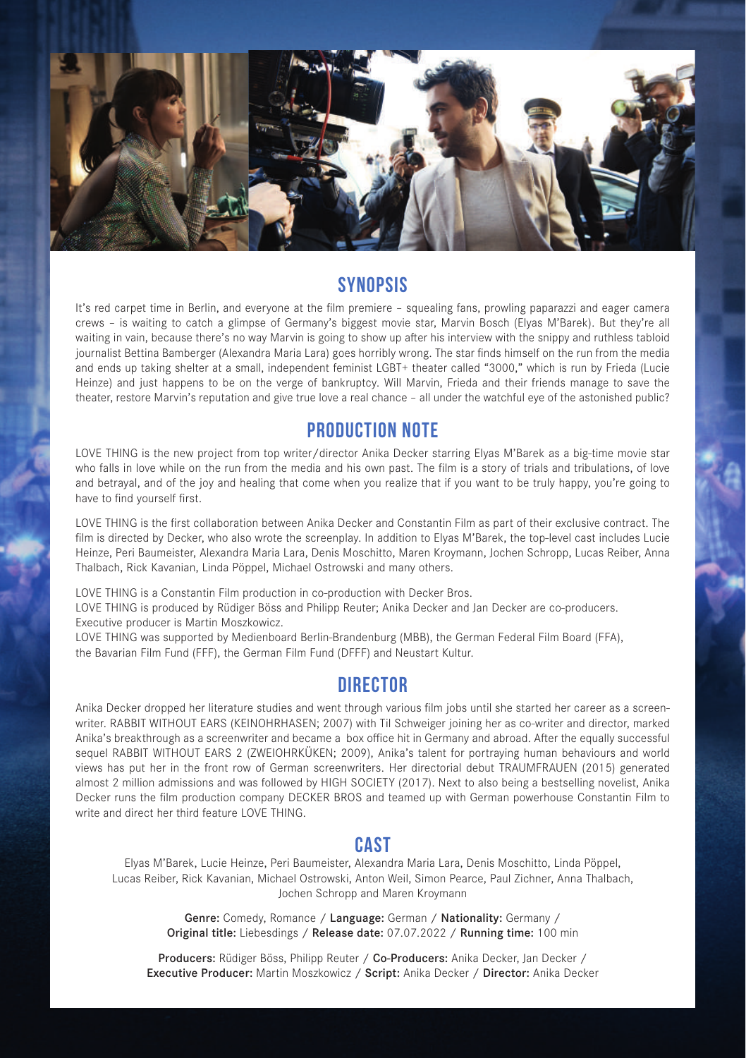## SYNOPSIS

It's red carpet time in Berlin, and everyone at the film premiere – squealing fans, prowling paparazzi and eager camera crews – is waiting to catch a glimpse of Germany's biggest movie star, Marvin Bosch (Elyas M'Barek). But they're all waiting in vain, because there's no way Marvin is going to show up after his interview with the snippy and ruthless tabloid journalist Bettina Bamberger (Alexandra Maria Lara) goes horribly wrong. The star finds himself on the run from the media and ends up taking shelter at a small, independent feminist LGBT+ theater called "3000," which is run by Frieda (Lucie Heinze) and just happens to be on the verge of bankruptcy. Will Marvin, Frieda and their friends manage to save the theater, restore Marvin's reputation and give true love a real chance – all under the watchful eye of the astonished public?

## PRODUCTION NOTE

LOVE THING is the new project from top writer/director Anika Decker starring Elyas M'Barek as a big-time movie star who falls in love while on the run from the media and his own past. The film is a story of trials and tribulations, of love and betrayal, and of the joy and healing that come when you realize that if you want to be truly happy, you're going to have to find yourself first.

LOVE THING is the first collaboration between Anika Decker and Constantin Film as part of their exclusive contract. The film is directed by Decker, who also wrote the screenplay. In addition to Elyas M'Barek, the top-level cast includes Lucie Heinze, Peri Baumeister, Alexandra Maria Lara, Denis Moschitto, Maren Kroymann, Jochen Schropp, Lucas Reiber, Anna Thalbach, Rick Kavanian, Linda Pöppel, Michael Ostrowski and many others.

LOVE THING is a Constantin Film production in co-production with Decker Bros.
LOVE THING is produced by Rüdiger Böss and Philipp Reuter; Anika Decker and Jan Decker are co-producers.
Executive producer is Martin Moszkowicz.
LOVE THING was supported by Medienboard Berlin-Brandenburg (MBB), the German Federal Film Board (FFA), the Bavarian Film Fund (FFF), the German Film Fund (DFFF) and Neustart Kultur.

## DIRECTOR

Anika Decker dropped her literature studies and went through various film jobs until she started her career as a screenwriter. RABBIT WITHOUT EARS (KEINOHRHASEN; 2007) with Til Schweiger joining her as co-writer and director, marked Anika's breakthrough as a screenwriter and became a box office hit in Germany and abroad. After the equally successful sequel RABBIT WITHOUT EARS 2 (ZWEIOHRKÜKEN; 2009), Anika's talent for portraying human behaviours and world views has put her in the front row of German screenwriters. Her directorial debut TRAUMFRAUEN (2015) generated almost 2 million admissions and was followed by HIGH SOCIETY (2017). Next to also being a bestselling novelist, Anika Decker runs the film production company DECKER BROS and teamed up with German powerhouse Constantin Film to write and direct her third feature LOVE THING.

## CAST

Elyas M'Barek, Lucie Heinze, Peri Baumeister, Alexandra Maria Lara, Denis Moschitto, Linda Pöppel, Lucas Reiber, Rick Kavanian, Michael Ostrowski, Anton Weil, Simon Pearce, Paul Zichner, Anna Thalbach, Jochen Schropp and Maren Kroymann

**Genre:** Comedy, Romance / **Language:** German / **Nationality:** Germany / **Original title:** Liebesdings / **Release date:** 07.07.2022 / **Running time:** 100 min

**Producers:** Rüdiger Böss, Philipp Reuter / **Co-Producers:** Anika Decker, Jan Decker / **Executive Producer:** Martin Moszkowicz / **Script:** Anika Decker / **Director:** Anika Decker